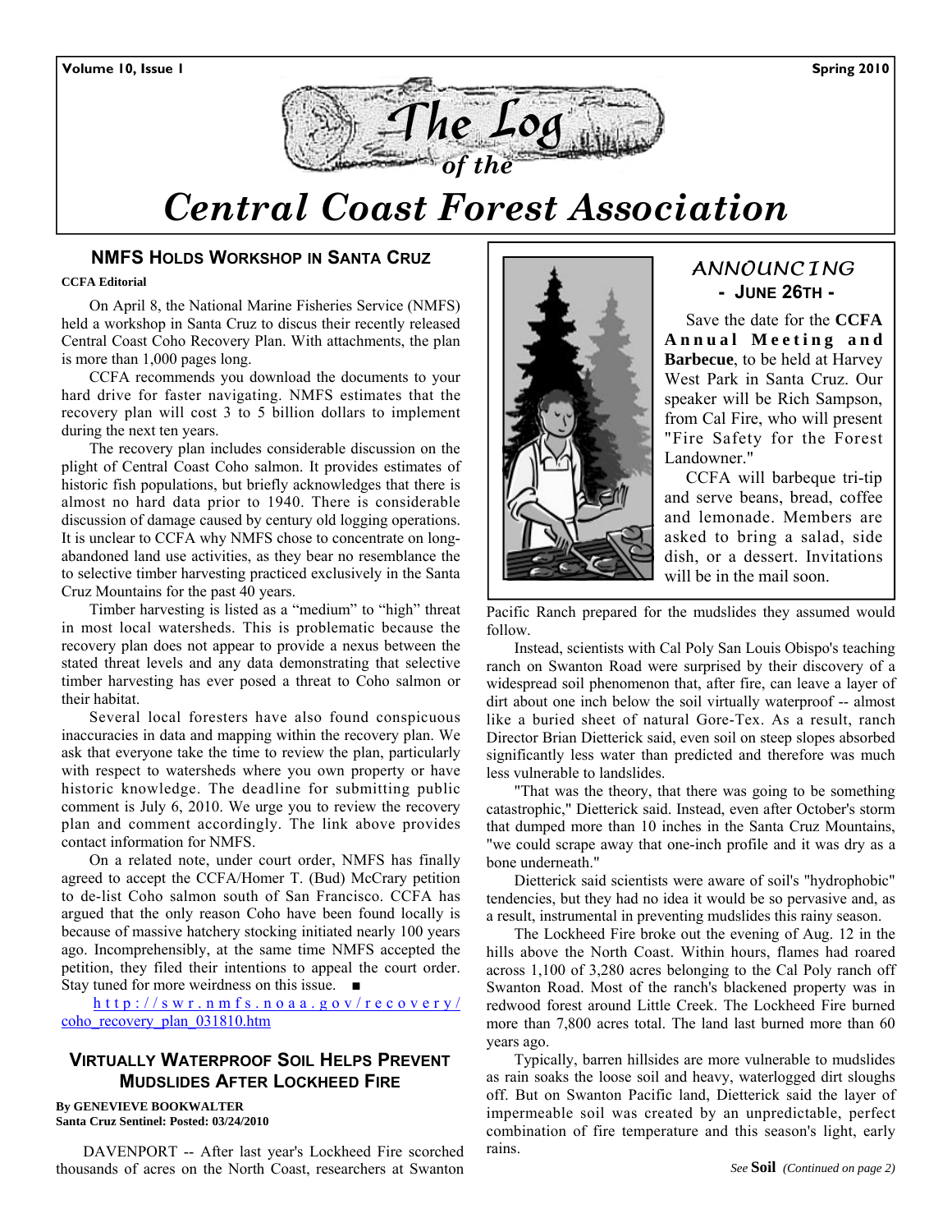# The Log of the Central Coast Forest Association

## NMFS Holds Workshop in Santa Cruz

**CCFA Editorial**

On April 8, the National Marine Fisheries Service (NMFS) held a workshop in Santa Cruz to discus their recently released Central Coast Coho Recovery Plan. With attachments, the plan is more than 1,000 pages long.

CCFA recommends you download the documents to your hard drive for faster navigating. NMFS estimates that the recovery plan will cost 3 to 5 billion dollars to implement during the next ten years.

The recovery plan includes considerable discussion on the plight of Central Coast Coho salmon. It provides estimates of historic fish populations, but briefly acknowledges that there is almost no hard data prior to 1940. There is considerable discussion of damage caused by century old logging operations. It is unclear to CCFA why NMFS chose to concentrate on long-abandoned land use activities, as they bear no resemblance the to selective timber harvesting practiced exclusively in the Santa Cruz Mountains for the past 40 years.

Timber harvesting is listed as a "medium" to "high" threat in most local watersheds. This is problematic because the recovery plan does not appear to provide a nexus between the stated threat levels and any data demonstrating that selective timber harvesting has ever posed a threat to Coho salmon or their habitat.

Several local foresters have also found conspicuous inaccuracies in data and mapping within the recovery plan. We ask that everyone take the time to review the plan, particularly with respect to watersheds where you own property or have historic knowledge. The deadline for submitting public comment is July 6, 2010. We urge you to review the recovery plan and comment accordingly. The link above provides contact information for NMFS.

On a related note, under court order, NMFS has finally agreed to accept the CCFA/Homer T. (Bud) McCrary petition to de-list Coho salmon south of San Francisco. CCFA has argued that the only reason Coho have been found locally is because of massive hatchery stocking initiated nearly 100 years ago. Incomprehensibly, at the same time NMFS accepted the petition, they filed their intentions to appeal the court order. Stay tuned for more weirdness on this issue. ■

http://swr.nmfs.noaa.gov/recovery/coho_recovery_plan_031810.htm

## *Announcing* - June 26th -

Save the date for the **CCFA Annual Meeting and Barbecue**, to be held at Harvey West Park in Santa Cruz. Our speaker will be Rich Sampson, from Cal Fire, who will present "Fire Safety for the Forest Landowner."

CCFA will barbeque tri-tip and serve beans, bread, coffee and lemonade. Members are asked to bring a salad, side dish, or a dessert. Invitations will be in the mail soon.

## Virtually Waterproof Soil Helps Prevent Mudslides After Lockheed Fire

**By GENEVIEVE BOOKWALTER**
**Santa Cruz Sentinel: Posted: 03/24/2010**

DAVENPORT -- After last year's Lockheed Fire scorched thousands of acres on the North Coast, researchers at Swanton Pacific Ranch prepared for the mudslides they assumed would follow.

Instead, scientists with Cal Poly San Luis Obispo's teaching ranch on Swanton Road were surprised by their discovery of a widespread soil phenomenon that, after fire, can leave a layer of dirt about one inch below the soil virtually waterproof -- almost like a buried sheet of natural Gore-Tex. As a result, ranch Director Brian Dietterick said, even soil on steep slopes absorbed significantly less water than predicted and therefore was much less vulnerable to landslides.

"That was the theory, that there was going to be something catastrophic," Dietterick said. Instead, even after October's storm that dumped more than 10 inches in the Santa Cruz Mountains, "we could scrape away that one-inch profile and it was dry as a bone underneath."

Dietterick said scientists were aware of soil's "hydrophobic" tendencies, but they had no idea it would be so pervasive and, as a result, instrumental in preventing mudslides this rainy season.

The Lockheed Fire broke out the evening of Aug. 12 in the hills above the North Coast. Within hours, flames had roared across 1,100 of 3,280 acres belonging to the Cal Poly ranch off Swanton Road. Most of the ranch's blackened property was in redwood forest around Little Creek. The Lockheed Fire burned more than 7,800 acres total. The land last burned more than 60 years ago.

Typically, barren hillsides are more vulnerable to mudslides as rain soaks the loose soil and heavy, waterlogged dirt sloughs off. But on Swanton Pacific land, Dietterick said the layer of impermeable soil was created by an unpredictable, perfect combination of fire temperature and this season's light, early rains.

*See* **Soil** *(Continued on page 2)*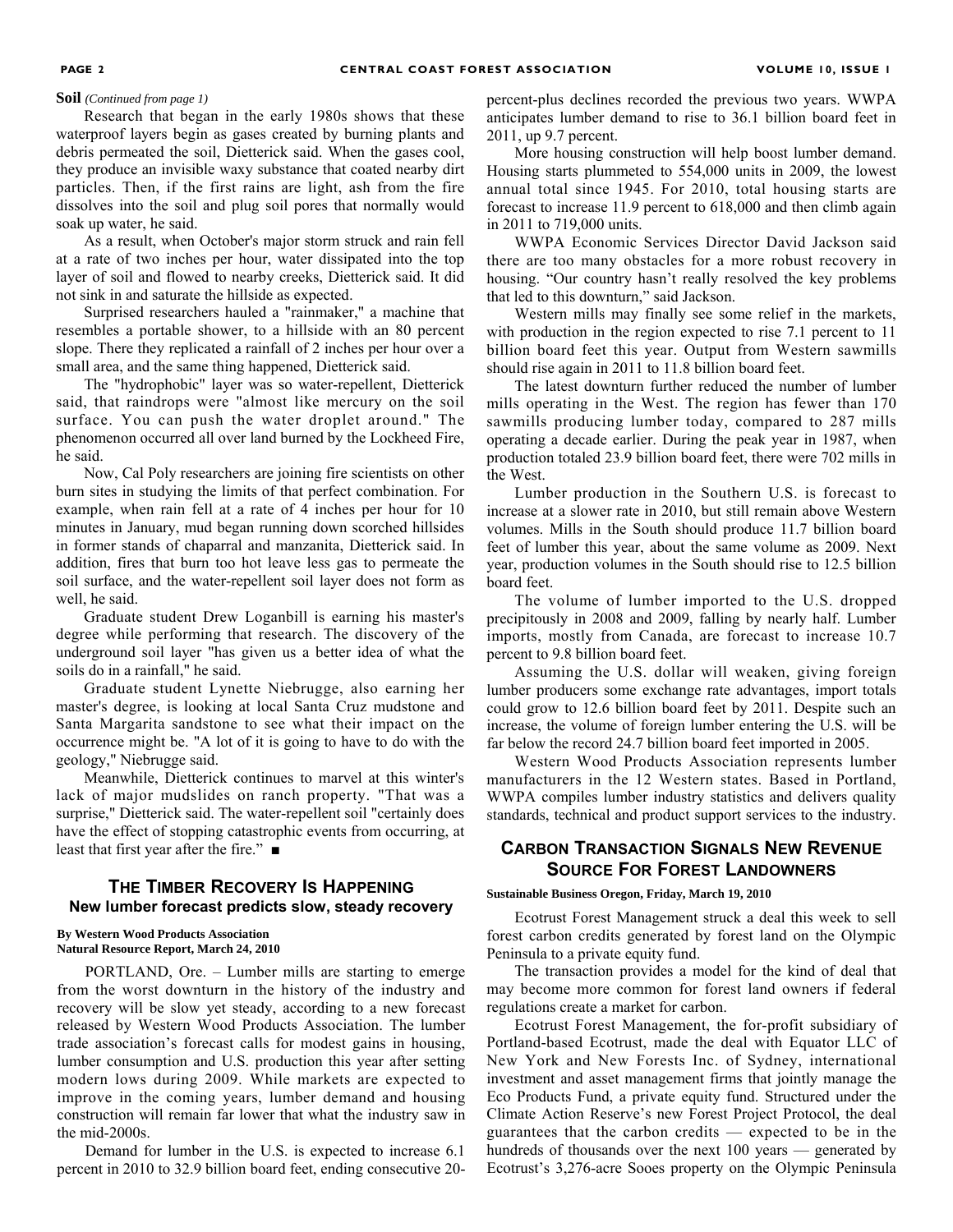**Soil** *(Continued from page 1)*

Research that began in the early 1980s shows that these waterproof layers begin as gases created by burning plants and debris permeated the soil, Dietterick said. When the gases cool, they produce an invisible waxy substance that coated nearby dirt particles. Then, if the first rains are light, ash from the fire dissolves into the soil and plug soil pores that normally would soak up water, he said.

As a result, when October's major storm struck and rain fell at a rate of two inches per hour, water dissipated into the top layer of soil and flowed to nearby creeks, Dietterick said. It did not sink in and saturate the hillside as expected.

Surprised researchers hauled a "rainmaker," a machine that resembles a portable shower, to a hillside with an 80 percent slope. There they replicated a rainfall of 2 inches per hour over a small area, and the same thing happened, Dietterick said.

The "hydrophobic" layer was so water-repellent, Dietterick said, that raindrops were "almost like mercury on the soil surface. You can push the water droplet around." The phenomenon occurred all over land burned by the Lockheed Fire, he said.

Now, Cal Poly researchers are joining fire scientists on other burn sites in studying the limits of that perfect combination. For example, when rain fell at a rate of 4 inches per hour for 10 minutes in January, mud began running down scorched hillsides in former stands of chaparral and manzanita, Dietterick said. In addition, fires that burn too hot leave less gas to permeate the soil surface, and the water-repellent soil layer does not form as well, he said.

Graduate student Drew Loganbill is earning his master's degree while performing that research. The discovery of the underground soil layer "has given us a better idea of what the soils do in a rainfall," he said.

Graduate student Lynette Niebrugge, also earning her master's degree, is looking at local Santa Cruz mudstone and Santa Margarita sandstone to see what their impact on the occurrence might be. "A lot of it is going to have to do with the geology," Niebrugge said.

Meanwhile, Dietterick continues to marvel at this winter's lack of major mudslides on ranch property. "That was a surprise," Dietterick said. The water-repellent soil "certainly does have the effect of stopping catastrophic events from occurring, at least that first year after the fire." ■

## The Timber Recovery Is Happening

### New lumber forecast predicts slow, steady recovery

**By Western Wood Products Association**
**Natural Resource Report, March 24, 2010**

PORTLAND, Ore. – Lumber mills are starting to emerge from the worst downturn in the history of the industry and recovery will be slow yet steady, according to a new forecast released by Western Wood Products Association. The lumber trade association's forecast calls for modest gains in housing, lumber consumption and U.S. production this year after setting modern lows during 2009. While markets are expected to improve in the coming years, lumber demand and housing construction will remain far lower that what the industry saw in the mid-2000s.

Demand for lumber in the U.S. is expected to increase 6.1 percent in 2010 to 32.9 billion board feet, ending consecutive 20-percent-plus declines recorded the previous two years. WWPA anticipates lumber demand to rise to 36.1 billion board feet in 2011, up 9.7 percent.

More housing construction will help boost lumber demand. Housing starts plummeted to 554,000 units in 2009, the lowest annual total since 1945. For 2010, total housing starts are forecast to increase 11.9 percent to 618,000 and then climb again in 2011 to 719,000 units.

WWPA Economic Services Director David Jackson said there are too many obstacles for a more robust recovery in housing. "Our country hasn't really resolved the key problems that led to this downturn," said Jackson.

Western mills may finally see some relief in the markets, with production in the region expected to rise 7.1 percent to 11 billion board feet this year. Output from Western sawmills should rise again in 2011 to 11.8 billion board feet.

The latest downturn further reduced the number of lumber mills operating in the West. The region has fewer than 170 sawmills producing lumber today, compared to 287 mills operating a decade earlier. During the peak year in 1987, when production totaled 23.9 billion board feet, there were 702 mills in the West.

Lumber production in the Southern U.S. is forecast to increase at a slower rate in 2010, but still remain above Western volumes. Mills in the South should produce 11.7 billion board feet of lumber this year, about the same volume as 2009. Next year, production volumes in the South should rise to 12.5 billion board feet.

The volume of lumber imported to the U.S. dropped precipitously in 2008 and 2009, falling by nearly half. Lumber imports, mostly from Canada, are forecast to increase 10.7 percent to 9.8 billion board feet.

Assuming the U.S. dollar will weaken, giving foreign lumber producers some exchange rate advantages, import totals could grow to 12.6 billion board feet by 2011. Despite such an increase, the volume of foreign lumber entering the U.S. will be far below the record 24.7 billion board feet imported in 2005.

Western Wood Products Association represents lumber manufacturers in the 12 Western states. Based in Portland, WWPA compiles lumber industry statistics and delivers quality standards, technical and product support services to the industry.

## Carbon Transaction Signals New Revenue Source For Forest Landowners

**Sustainable Business Oregon, Friday, March 19, 2010**

Ecotrust Forest Management struck a deal this week to sell forest carbon credits generated by forest land on the Olympic Peninsula to a private equity fund.

The transaction provides a model for the kind of deal that may become more common for forest land owners if federal regulations create a market for carbon.

Ecotrust Forest Management, the for-profit subsidiary of Portland-based Ecotrust, made the deal with Equator LLC of New York and New Forests Inc. of Sydney, international investment and asset management firms that jointly manage the Eco Products Fund, a private equity fund. Structured under the Climate Action Reserve's new Forest Project Protocol, the deal guarantees that the carbon credits — expected to be in the hundreds of thousands over the next 100 years — generated by Ecotrust's 3,276-acre Sooes property on the Olympic Peninsula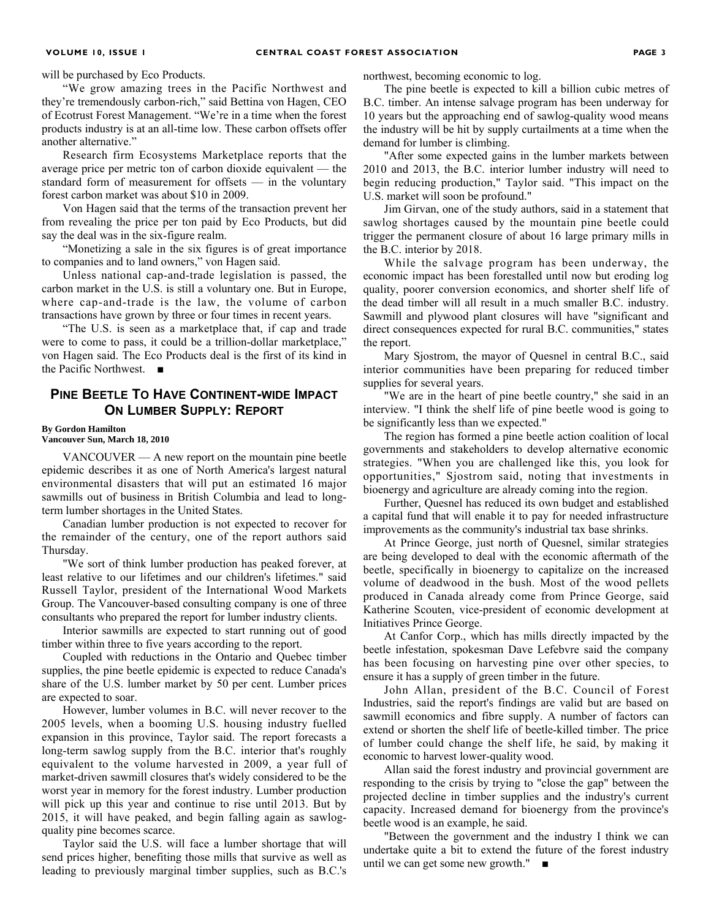will be purchased by Eco Products.

"We grow amazing trees in the Pacific Northwest and they're tremendously carbon-rich," said Bettina von Hagen, CEO of Ecotrust Forest Management. "We're in a time when the forest products industry is at an all-time low. These carbon offsets offer another alternative."

Research firm Ecosystems Marketplace reports that the average price per metric ton of carbon dioxide equivalent — the standard form of measurement for offsets — in the voluntary forest carbon market was about $10 in 2009.

Von Hagen said that the terms of the transaction prevent her from revealing the price per ton paid by Eco Products, but did say the deal was in the six-figure realm.

"Monetizing a sale in the six figures is of great importance to companies and to land owners," von Hagen said.

Unless national cap-and-trade legislation is passed, the carbon market in the U.S. is still a voluntary one. But in Europe, where cap-and-trade is the law, the volume of carbon transactions have grown by three or four times in recent years.

"The U.S. is seen as a marketplace that, if cap and trade were to come to pass, it could be a trillion-dollar marketplace," von Hagen said. The Eco Products deal is the first of its kind in the Pacific Northwest. ■

## Pine Beetle To Have Continent-wide Impact On Lumber Supply: Report

**By Gordon Hamilton**
**Vancouver Sun, March 18, 2010**

VANCOUVER — A new report on the mountain pine beetle epidemic describes it as one of North America's largest natural environmental disasters that will put an estimated 16 major sawmills out of business in British Columbia and lead to long-term lumber shortages in the United States.

Canadian lumber production is not expected to recover for the remainder of the century, one of the report authors said Thursday.

"We sort of think lumber production has peaked forever, at least relative to our lifetimes and our children's lifetimes." said Russell Taylor, president of the International Wood Markets Group. The Vancouver-based consulting company is one of three consultants who prepared the report for lumber industry clients.

Interior sawmills are expected to start running out of good timber within three to five years according to the report.

Coupled with reductions in the Ontario and Quebec timber supplies, the pine beetle epidemic is expected to reduce Canada's share of the U.S. lumber market by 50 per cent. Lumber prices are expected to soar.

However, lumber volumes in B.C. will never recover to the 2005 levels, when a booming U.S. housing industry fuelled expansion in this province, Taylor said. The report forecasts a long-term sawlog supply from the B.C. interior that's roughly equivalent to the volume harvested in 2009, a year full of market-driven sawmill closures that's widely considered to be the worst year in memory for the forest industry. Lumber production will pick up this year and continue to rise until 2013. But by 2015, it will have peaked, and begin falling again as sawlog-quality pine becomes scarce.

Taylor said the U.S. will face a lumber shortage that will send prices higher, benefiting those mills that survive as well as leading to previously marginal timber supplies, such as B.C.'s northwest, becoming economic to log.

The pine beetle is expected to kill a billion cubic metres of B.C. timber. An intense salvage program has been underway for 10 years but the approaching end of sawlog-quality wood means the industry will be hit by supply curtailments at a time when the demand for lumber is climbing.

"After some expected gains in the lumber markets between 2010 and 2013, the B.C. interior lumber industry will need to begin reducing production," Taylor said. "This impact on the U.S. market will soon be profound."

Jim Girvan, one of the study authors, said in a statement that sawlog shortages caused by the mountain pine beetle could trigger the permanent closure of about 16 large primary mills in the B.C. interior by 2018.

While the salvage program has been underway, the economic impact has been forestalled until now but eroding log quality, poorer conversion economics, and shorter shelf life of the dead timber will all result in a much smaller B.C. industry. Sawmill and plywood plant closures will have "significant and direct consequences expected for rural B.C. communities," states the report.

Mary Sjostrom, the mayor of Quesnel in central B.C., said interior communities have been preparing for reduced timber supplies for several years.

"We are in the heart of pine beetle country," she said in an interview. "I think the shelf life of pine beetle wood is going to be significantly less than we expected."

The region has formed a pine beetle action coalition of local governments and stakeholders to develop alternative economic strategies. "When you are challenged like this, you look for opportunities," Sjostrom said, noting that investments in bioenergy and agriculture are already coming into the region.

Further, Quesnel has reduced its own budget and established a capital fund that will enable it to pay for needed infrastructure improvements as the community's industrial tax base shrinks.

At Prince George, just north of Quesnel, similar strategies are being developed to deal with the economic aftermath of the beetle, specifically in bioenergy to capitalize on the increased volume of deadwood in the bush. Most of the wood pellets produced in Canada already come from Prince George, said Katherine Scouten, vice-president of economic development at Initiatives Prince George.

At Canfor Corp., which has mills directly impacted by the beetle infestation, spokesman Dave Lefebvre said the company has been focusing on harvesting pine over other species, to ensure it has a supply of green timber in the future.

John Allan, president of the B.C. Council of Forest Industries, said the report's findings are valid but are based on sawmill economics and fibre supply. A number of factors can extend or shorten the shelf life of beetle-killed timber. The price of lumber could change the shelf life, he said, by making it economic to harvest lower-quality wood.

Allan said the forest industry and provincial government are responding to the crisis by trying to "close the gap" between the projected decline in timber supplies and the industry's current capacity. Increased demand for bioenergy from the province's beetle wood is an example, he said.

"Between the government and the industry I think we can undertake quite a bit to extend the future of the forest industry until we can get some new growth." ■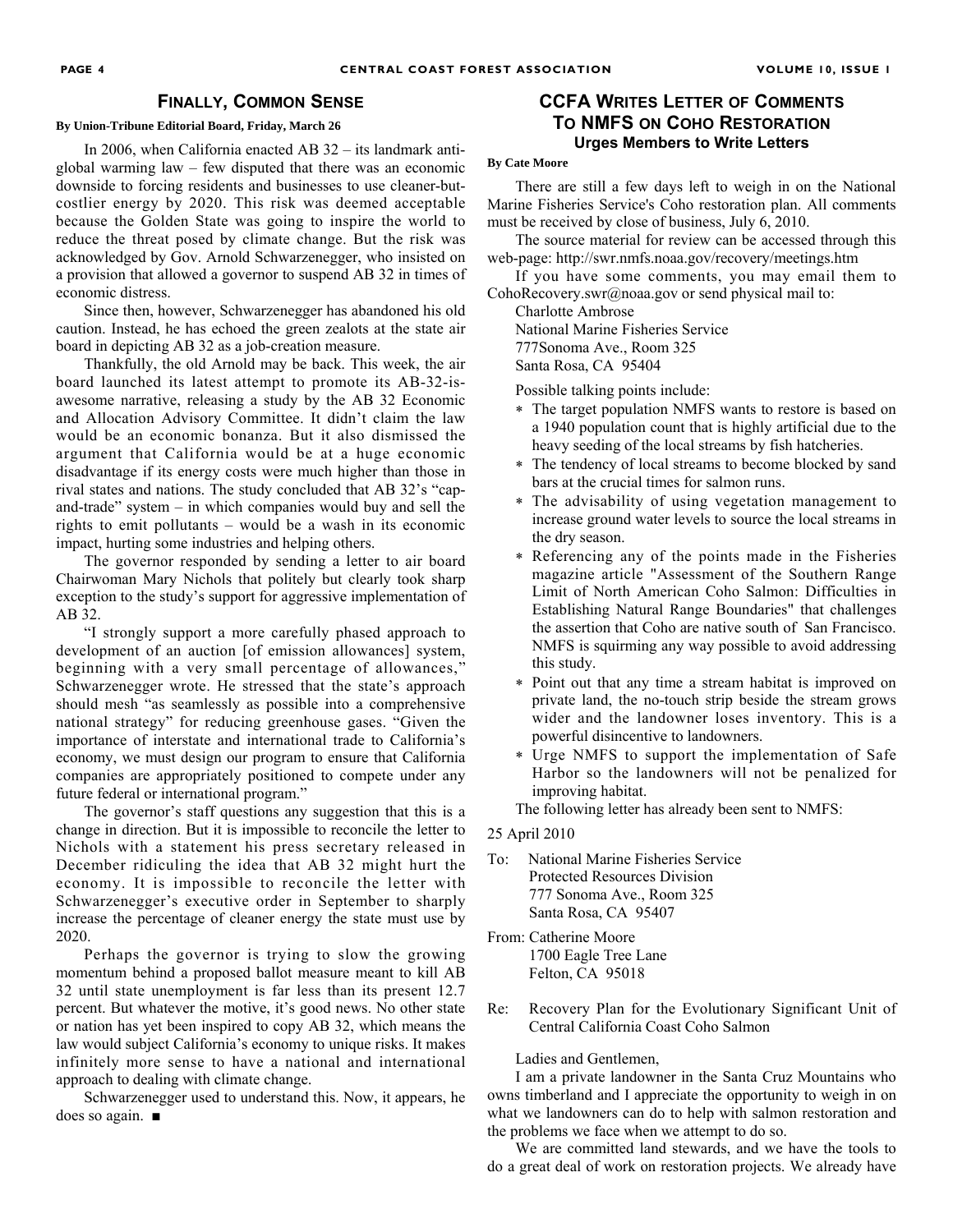## Finally, Common Sense

**By Union-Tribune Editorial Board, Friday, March 26**

In 2006, when California enacted AB 32 – its landmark anti-global warming law – few disputed that there was an economic downside to forcing residents and businesses to use cleaner-but-costlier energy by 2020. This risk was deemed acceptable because the Golden State was going to inspire the world to reduce the threat posed by climate change. But the risk was acknowledged by Gov. Arnold Schwarzenegger, who insisted on a provision that allowed a governor to suspend AB 32 in times of economic distress.

Since then, however, Schwarzenegger has abandoned his old caution. Instead, he has echoed the green zealots at the state air board in depicting AB 32 as a job-creation measure.

Thankfully, the old Arnold may be back. This week, the air board launched its latest attempt to promote its AB-32-is-awesome narrative, releasing a study by the AB 32 Economic and Allocation Advisory Committee. It didn't claim the law would be an economic bonanza. But it also dismissed the argument that California would be at a huge economic disadvantage if its energy costs were much higher than those in rival states and nations. The study concluded that AB 32's "cap-and-trade" system – in which companies would buy and sell the rights to emit pollutants – would be a wash in its economic impact, hurting some industries and helping others.

The governor responded by sending a letter to air board Chairwoman Mary Nichols that politely but clearly took sharp exception to the study's support for aggressive implementation of AB 32.

"I strongly support a more carefully phased approach to development of an auction [of emission allowances] system, beginning with a very small percentage of allowances," Schwarzenegger wrote. He stressed that the state's approach should mesh "as seamlessly as possible into a comprehensive national strategy" for reducing greenhouse gases. "Given the importance of interstate and international trade to California's economy, we must design our program to ensure that California companies are appropriately positioned to compete under any future federal or international program."

The governor's staff questions any suggestion that this is a change in direction. But it is impossible to reconcile the letter to Nichols with a statement his press secretary released in December ridiculing the idea that AB 32 might hurt the economy. It is impossible to reconcile the letter with Schwarzenegger's executive order in September to sharply increase the percentage of cleaner energy the state must use by 2020.

Perhaps the governor is trying to slow the growing momentum behind a proposed ballot measure meant to kill AB 32 until state unemployment is far less than its present 12.7 percent. But whatever the motive, it's good news. No other state or nation has yet been inspired to copy AB 32, which means the law would subject California's economy to unique risks. It makes infinitely more sense to have a national and international approach to dealing with climate change.

Schwarzenegger used to understand this. Now, it appears, he does so again. ■

## CCFA Writes Letter of Comments To NMFS on Coho Restoration

### Urges Members to Write Letters

**By Cate Moore**

There are still a few days left to weigh in on the National Marine Fisheries Service's Coho restoration plan. All comments must be received by close of business, July 6, 2010.

The source material for review can be accessed through this web-page: http://swr.nmfs.noaa.gov/recovery/meetings.htm

If you have some comments, you may email them to CohoRecovery.swr@noaa.gov or send physical mail to:

Charlotte Ambrose
National Marine Fisheries Service
777Sonoma Ave., Room 325
Santa Rosa, CA 95404

Possible talking points include:

* The target population NMFS wants to restore is based on a 1940 population count that is highly artificial due to the heavy seeding of the local streams by fish hatcheries.
* The tendency of local streams to become blocked by sand bars at the crucial times for salmon runs.
* The advisability of using vegetation management to increase ground water levels to source the local streams in the dry season.
* Referencing any of the points made in the Fisheries magazine article "Assessment of the Southern Range Limit of North American Coho Salmon: Difficulties in Establishing Natural Range Boundaries" that challenges the assertion that Coho are native south of San Francisco. NMFS is squirming any way possible to avoid addressing this study.
* Point out that any time a stream habitat is improved on private land, the no-touch strip beside the stream grows wider and the landowner loses inventory. This is a powerful disincentive to landowners.
* Urge NMFS to support the implementation of Safe Harbor so the landowners will not be penalized for improving habitat.

The following letter has already been sent to NMFS:

25 April 2010

To: National Marine Fisheries Service
Protected Resources Division
777 Sonoma Ave., Room 325
Santa Rosa, CA 95407

From: Catherine Moore
1700 Eagle Tree Lane
Felton, CA 95018

Re: Recovery Plan for the Evolutionary Significant Unit of Central California Coast Coho Salmon

Ladies and Gentlemen,

I am a private landowner in the Santa Cruz Mountains who owns timberland and I appreciate the opportunity to weigh in on what we landowners can do to help with salmon restoration and the problems we face when we attempt to do so.

We are committed land stewards, and we have the tools to do a great deal of work on restoration projects. We already have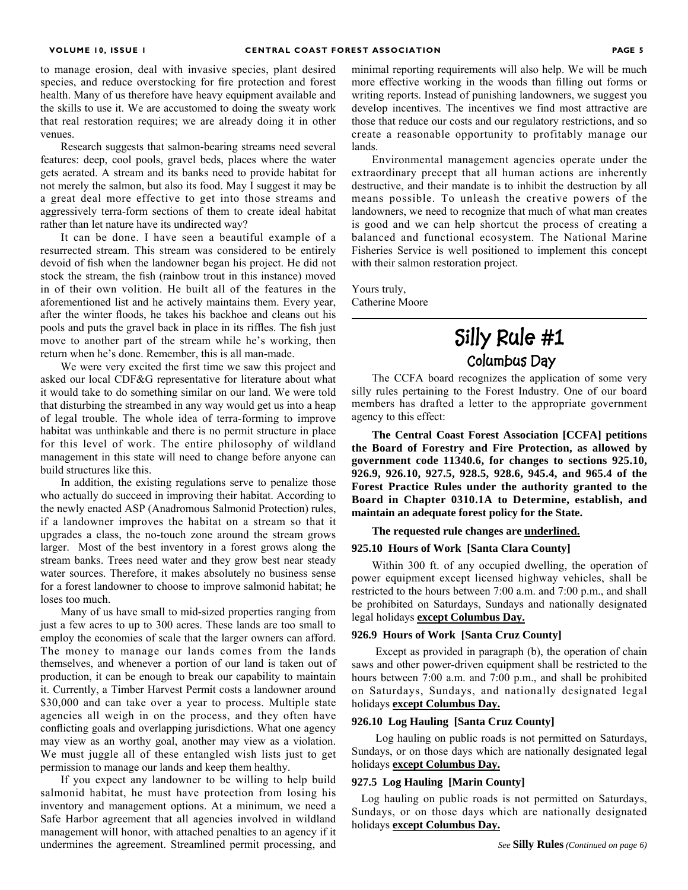to manage erosion, deal with invasive species, plant desired species, and reduce overstocking for fire protection and forest health. Many of us therefore have heavy equipment available and the skills to use it. We are accustomed to doing the sweaty work that real restoration requires; we are already doing it in other venues.

Research suggests that salmon-bearing streams need several features: deep, cool pools, gravel beds, places where the water gets aerated. A stream and its banks need to provide habitat for not merely the salmon, but also its food. May I suggest it may be a great deal more effective to get into those streams and aggressively terra-form sections of them to create ideal habitat rather than let nature have its undirected way?

It can be done. I have seen a beautiful example of a resurrected stream. This stream was considered to be entirely devoid of fish when the landowner began his project. He did not stock the stream, the fish (rainbow trout in this instance) moved in of their own volition. He built all of the features in the aforementioned list and he actively maintains them. Every year, after the winter floods, he takes his backhoe and cleans out his pools and puts the gravel back in place in its riffles. The fish just move to another part of the stream while he's working, then return when he's done. Remember, this is all man-made.

We were very excited the first time we saw this project and asked our local CDF&G representative for literature about what it would take to do something similar on our land. We were told that disturbing the streambed in any way would get us into a heap of legal trouble. The whole idea of terra-forming to improve habitat was unthinkable and there is no permit structure in place for this level of work. The entire philosophy of wildland management in this state will need to change before anyone can build structures like this.

In addition, the existing regulations serve to penalize those who actually do succeed in improving their habitat. According to the newly enacted ASP (Anadromous Salmonid Protection) rules, if a landowner improves the habitat on a stream so that it upgrades a class, the no-touch zone around the stream grows larger. Most of the best inventory in a forest grows along the stream banks. Trees need water and they grow best near steady water sources. Therefore, it makes absolutely no business sense for a forest landowner to choose to improve salmonid habitat; he loses too much.

Many of us have small to mid-sized properties ranging from just a few acres to up to 300 acres. These lands are too small to employ the economies of scale that the larger owners can afford. The money to manage our lands comes from the lands themselves, and whenever a portion of our land is taken out of production, it can be enough to break our capability to maintain it. Currently, a Timber Harvest Permit costs a landowner around $30,000 and can take over a year to process. Multiple state agencies all weigh in on the process, and they often have conflicting goals and overlapping jurisdictions. What one agency may view as an worthy goal, another may view as a violation. We must juggle all of these entangled wish lists just to get permission to manage our lands and keep them healthy.

If you expect any landowner to be willing to help build salmonid habitat, he must have protection from losing his inventory and management options. At a minimum, we need a Safe Harbor agreement that all agencies involved in wildland management will honor, with attached penalties to an agency if it undermines the agreement. Streamlined permit processing, and minimal reporting requirements will also help. We will be much more effective working in the woods than filling out forms or writing reports. Instead of punishing landowners, we suggest you develop incentives. The incentives we find most attractive are those that reduce our costs and our regulatory restrictions, and so create a reasonable opportunity to profitably manage our lands.

Environmental management agencies operate under the extraordinary precept that all human actions are inherently destructive, and their mandate is to inhibit the destruction by all means possible. To unleash the creative powers of the landowners, we need to recognize that much of what man creates is good and we can help shortcut the process of creating a balanced and functional ecosystem. The National Marine Fisheries Service is well positioned to implement this concept with their salmon restoration project.

Yours truly,
Catherine Moore

## Silly Rule #1

### Columbus Day

The CCFA board recognizes the application of some very silly rules pertaining to the Forest Industry. One of our board members has drafted a letter to the appropriate government agency to this effect:

**The Central Coast Forest Association [CCFA] petitions the Board of Forestry and Fire Protection, as allowed by government code 11340.6, for changes to sections 925.10, 926.9, 926.10, 927.5, 928.5, 928.6, 945.4, and 965.4 of the Forest Practice Rules under the authority granted to the Board in Chapter 0310.1A to Determine, establish, and maintain an adequate forest policy for the State.**

**The requested rule changes are underlined.**

**925.10 Hours of Work [Santa Clara County]**

Within 300 ft. of any occupied dwelling, the operation of power equipment except licensed highway vehicles, shall be restricted to the hours between 7:00 a.m. and 7:00 p.m., and shall be prohibited on Saturdays, Sundays and nationally designated legal holidays **except Columbus Day.**

**926.9 Hours of Work [Santa Cruz County]**

Except as provided in paragraph (b), the operation of chain saws and other power-driven equipment shall be restricted to the hours between 7:00 a.m. and 7:00 p.m., and shall be prohibited on Saturdays, Sundays, and nationally designated legal holidays **except Columbus Day.**

**926.10 Log Hauling [Santa Cruz County]**

Log hauling on public roads is not permitted on Saturdays, Sundays, or on those days which are nationally designated legal holidays **except Columbus Day.**

**927.5 Log Hauling [Marin County]**

Log hauling on public roads is not permitted on Saturdays, Sundays, or on those days which are nationally designated legal holidays **except Columbus Day.**

*See* **Silly Rules** *(Continued on page 6)*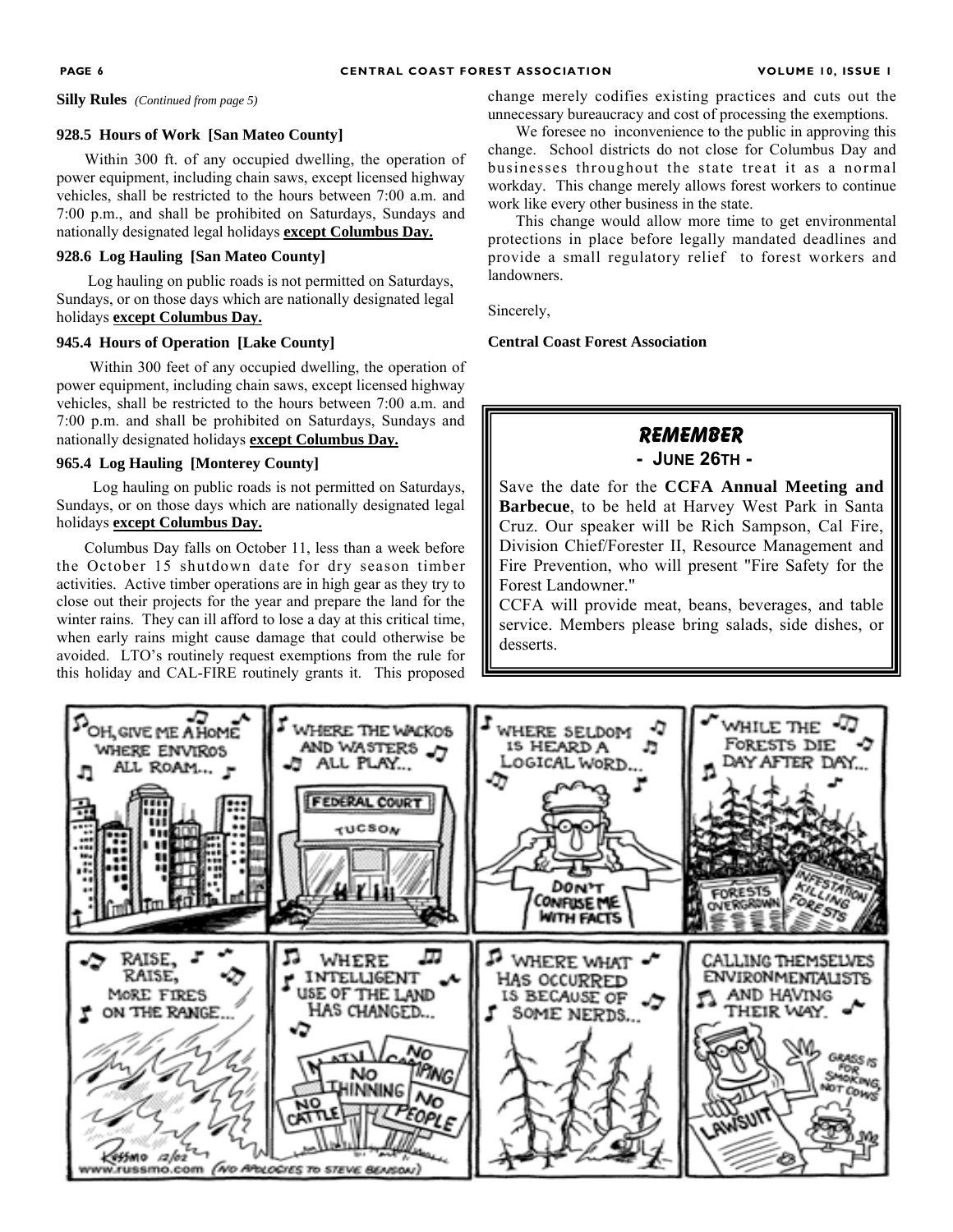**Silly Rules** *(Continued from page 5)*

**928.5 Hours of Work [San Mateo County]**

Within 300 ft. of any occupied dwelling, the operation of power equipment, including chain saws, except licensed highway vehicles, shall be restricted to the hours between 7:00 a.m. and 7:00 p.m., and shall be prohibited on Saturdays, Sundays and nationally designated legal holidays **except Columbus Day.**

**928.6 Log Hauling [San Mateo County]**

Log hauling on public roads is not permitted on Saturdays, Sundays, or on those days which are nationally designated legal holidays **except Columbus Day.**

**945.4 Hours of Operation [Lake County]**

Within 300 feet of any occupied dwelling, the operation of power equipment, including chain saws, except licensed highway vehicles, shall be restricted to the hours between 7:00 a.m. and 7:00 p.m. and shall be prohibited on Saturdays, Sundays and nationally designated holidays **except Columbus Day.**

**965.4 Log Hauling [Monterey County]**

Log hauling on public roads is not permitted on Saturdays, Sundays, or on those days which are nationally designated legal holidays **except Columbus Day.**

Columbus Day falls on October 11, less than a week before the October 15 shutdown date for dry season timber activities. Active timber operations are in high gear as they try to close out their projects for the year and prepare the land for the winter rains. They can ill afford to lose a day at this critical time, when early rains might cause damage that could otherwise be avoided. LTO's routinely request exemptions from the rule for this holiday and CAL-FIRE routinely grants it. This proposed change merely codifies existing practices and cuts out the unnecessary bureaucracy and cost of processing the exemptions.

We foresee no inconvenience to the public in approving this change. School districts do not close for Columbus Day and businesses throughout the state treat it as a normal workday. This change merely allows forest workers to continue work like every other business in the state.

This change would allow more time to get environmental protections in place before legally mandated deadlines and provide a small regulatory relief to forest workers and landowners.

Sincerely,

**Central Coast Forest Association**

---

### *REMEMBER*

**- June 26th -**

Save the date for the **CCFA Annual Meeting and Barbecue**, to be held at Harvey West Park in Santa Cruz. Our speaker will be Rich Sampson, Cal Fire, Division Chief/Forester II, Resource Management and Fire Prevention, who will present "Fire Safety for the Forest Landowner."

CCFA will provide meat, beans, beverages, and table service. Members please bring salads, side dishes, or desserts.

---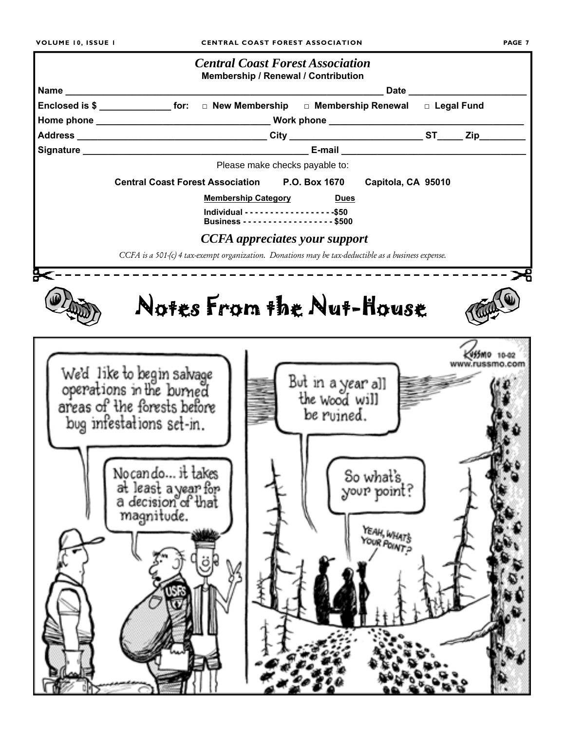# Central Coast Forest Association

**Membership / Renewal / Contribution**

**Name** ______________________________ **Date** ______________

**Enclosed is $** __________ **for:** □ **New Membership** □ **Membership Renewal** □ **Legal Fund**

**Home phone** ______________________ **Work phone** ______________________

**Address** ______________________ **City** ______________ **ST** _____ **Zip** ________

**Signature** ______________________ **E-mail** ______________________

Please make checks payable to:

**Central Coast Forest Association P.O. Box 1670 Capitola, CA 95010**

| Membership Category | Dues |
|---|---|
| Individual | $50 |
| Business | $500 |

***CCFA appreciates your support***

*CCFA is a 501-(c) 4 tax-exempt organization. Donations may be tax-deductible as a business expense.*

# Notes From the Nut-House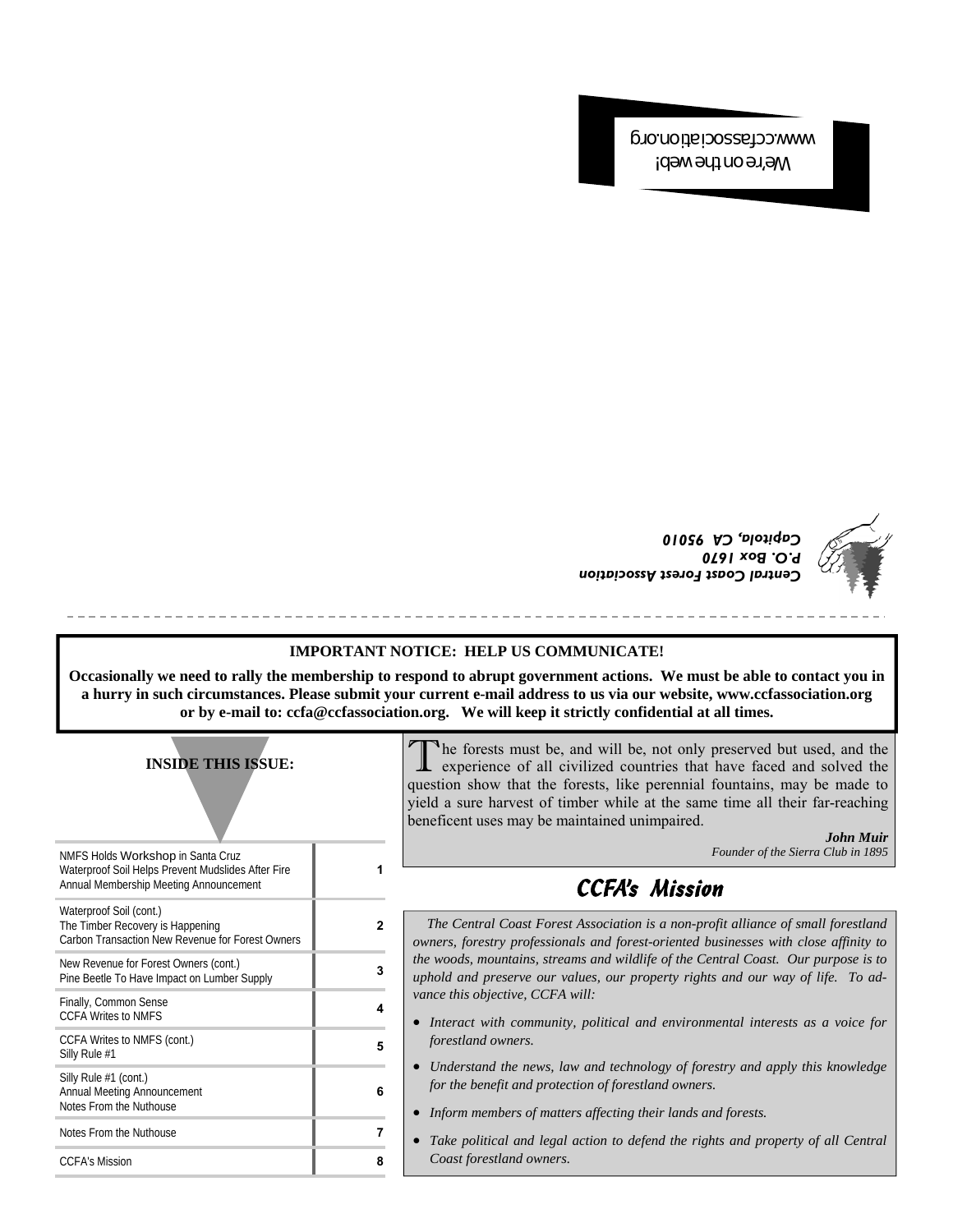We're on the web!
www.ccfassociation.org

Central Coast Forest Association
P.O. Box 1670
Capitola, CA 95010

**IMPORTANT NOTICE: HELP US COMMUNICATE!**

**Occasionally we need to rally the membership to respond to abrupt government actions. We must be able to contact you in a hurry in such circumstances. Please submit your current e-mail address to us via our website, www.ccfassociation.org or by e-mail to: ccfa@ccfassociation.org. We will keep it strictly confidential at all times.**

**INSIDE THIS ISSUE:**

| | |
|---|---|
| NMFS Holds Workshop in Santa Cruz<br>Waterproof Soil Helps Prevent Mudslides After Fire<br>Annual Membership Meeting Announcement | 1 |
| Waterproof Soil (cont.)<br>The Timber Recovery is Happening<br>Carbon Transaction New Revenue for Forest Owners | 2 |
| New Revenue for Forest Owners (cont.)<br>Pine Beetle To Have Impact on Lumber Supply | 3 |
| Finally, Common Sense<br>CCFA Writes to NMFS | 4 |
| CCFA Writes to NMFS (cont.)<br>Silly Rule #1 | 5 |
| Silly Rule #1 (cont.)<br>Annual Meeting Announcement<br>Notes From the Nuthouse | 6 |
| Notes From the Nuthouse | 7 |
| CCFA's Mission | 8 |

The forests must be, and will be, not only preserved but used, and the experience of all civilized countries that have faced and solved the question show that the forests, like perennial fountains, may be made to yield a sure harvest of timber while at the same time all their far-reaching beneficent uses may be maintained unimpaired.

***John Muir***
*Founder of the Sierra Club in 1895*

## CCFA's Mission

*The Central Coast Forest Association is a non-profit alliance of small forestland owners, forestry professionals and forest-oriented businesses with close affinity to the woods, mountains, streams and wildlife of the Central Coast. Our purpose is to uphold and preserve our values, our property rights and our way of life. To advance this objective, CCFA will:*

- *Interact with community, political and environmental interests as a voice for forestland owners.*
- *Understand the news, law and technology of forestry and apply this knowledge for the benefit and protection of forestland owners.*
- *Inform members of matters affecting their lands and forests.*
- *Take political and legal action to defend the rights and property of all Central Coast forestland owners.*